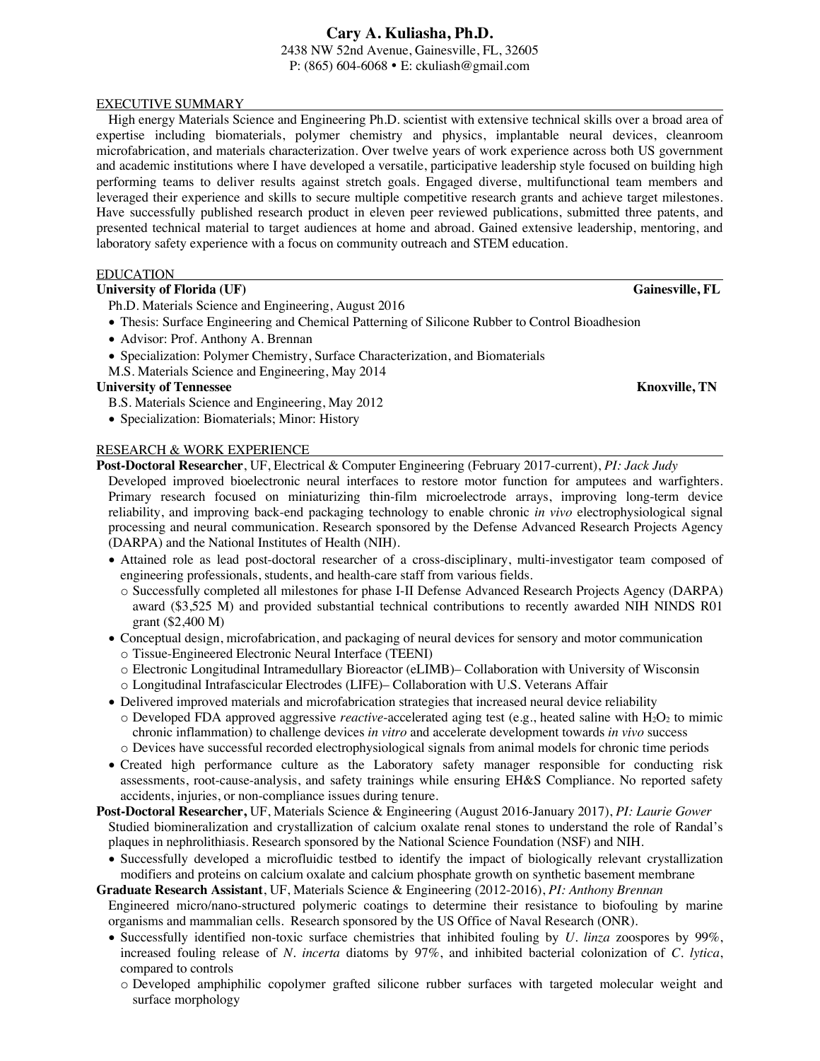# Cary A. Kuliasha, Ph.D.

2438 NW 52nd Avenue, Gainesville, FL, 32605
P: (865) 604-6068 • E: ckuliash@gmail.com

## EXECUTIVE SUMMARY

High energy Materials Science and Engineering Ph.D. scientist with extensive technical skills over a broad area of expertise including biomaterials, polymer chemistry and physics, implantable neural devices, cleanroom microfabrication, and materials characterization. Over twelve years of work experience across both US government and academic institutions where I have developed a versatile, participative leadership style focused on building high performing teams to deliver results against stretch goals. Engaged diverse, multifunctional team members and leveraged their experience and skills to secure multiple competitive research grants and achieve target milestones. Have successfully published research product in eleven peer reviewed publications, submitted three patents, and presented technical material to target audiences at home and abroad. Gained extensive leadership, mentoring, and laboratory safety experience with a focus on community outreach and STEM education.

## EDUCATION

**University of Florida (UF)** **Gainesville, FL**

Ph.D. Materials Science and Engineering, August 2016

- Thesis: Surface Engineering and Chemical Patterning of Silicone Rubber to Control Bioadhesion
- Advisor: Prof. Anthony A. Brennan
- Specialization: Polymer Chemistry, Surface Characterization, and Biomaterials

M.S. Materials Science and Engineering, May 2014

**University of Tennessee** **Knoxville, TN**

B.S. Materials Science and Engineering, May 2012

- Specialization: Biomaterials; Minor: History

## RESEARCH & WORK EXPERIENCE

**Post-Doctoral Researcher**, UF, Electrical & Computer Engineering (February 2017-current), *PI: Jack Judy*

Developed improved bioelectronic neural interfaces to restore motor function for amputees and warfighters. Primary research focused on miniaturizing thin-film microelectrode arrays, improving long-term device reliability, and improving back-end packaging technology to enable chronic *in vivo* electrophysiological signal processing and neural communication. Research sponsored by the Defense Advanced Research Projects Agency (DARPA) and the National Institutes of Health (NIH).

- Attained role as lead post-doctoral researcher of a cross-disciplinary, multi-investigator team composed of engineering professionals, students, and health-care staff from various fields.
  - Successfully completed all milestones for phase I-II Defense Advanced Research Projects Agency (DARPA) award ($3,525 M) and provided substantial technical contributions to recently awarded NIH NINDS R01 grant ($2,400 M)
- Conceptual design, microfabrication, and packaging of neural devices for sensory and motor communication
  - Tissue-Engineered Electronic Neural Interface (TEENI)
  - Electronic Longitudinal Intramedullary Bioreactor (eLIMB)– Collaboration with University of Wisconsin
  - Longitudinal Intrafascicular Electrodes (LIFE)– Collaboration with U.S. Veterans Affair
- Delivered improved materials and microfabrication strategies that increased neural device reliability
  - Developed FDA approved aggressive *reactive*-accelerated aging test (e.g., heated saline with $H_2O_2$ to mimic chronic inflammation) to challenge devices *in vitro* and accelerate development towards *in vivo* success
  - Devices have successful recorded electrophysiological signals from animal models for chronic time periods
- Created high performance culture as the Laboratory safety manager responsible for conducting risk assessments, root-cause-analysis, and safety trainings while ensuring EH&S Compliance. No reported safety accidents, injuries, or non-compliance issues during tenure.

**Post-Doctoral Researcher,** UF, Materials Science & Engineering (August 2016-January 2017), *PI: Laurie Gower*

Studied biomineralization and crystallization of calcium oxalate renal stones to understand the role of Randal's plaques in nephrolithiasis. Research sponsored by the National Science Foundation (NSF) and NIH.

- Successfully developed a microfluidic testbed to identify the impact of biologically relevant crystallization modifiers and proteins on calcium oxalate and calcium phosphate growth on synthetic basement membrane

**Graduate Research Assistant**, UF, Materials Science & Engineering (2012-2016), *PI: Anthony Brennan*

Engineered micro/nano-structured polymeric coatings to determine their resistance to biofouling by marine organisms and mammalian cells. Research sponsored by the US Office of Naval Research (ONR).

- Successfully identified non-toxic surface chemistries that inhibited fouling by *U. linza* zoospores by 99%, increased fouling release of *N. incerta* diatoms by 97%, and inhibited bacterial colonization of *C. lytica*, compared to controls
  - Developed amphiphilic copolymer grafted silicone rubber surfaces with targeted molecular weight and surface morphology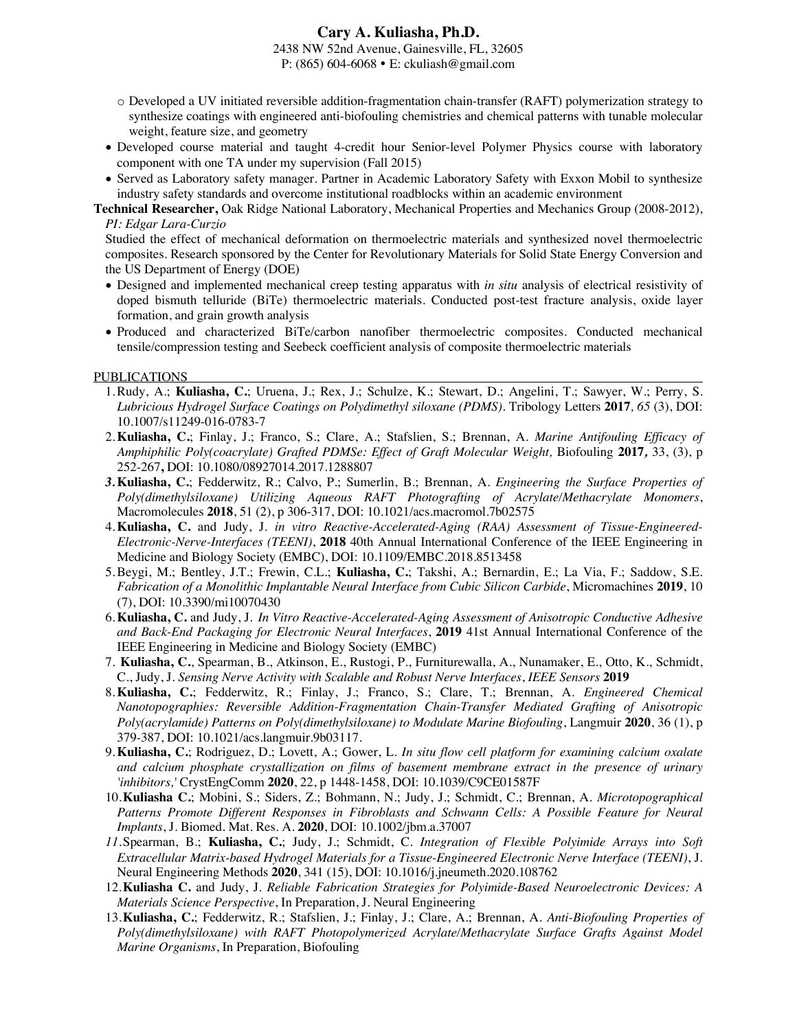**Cary A. Kuliasha, Ph.D.**
2438 NW 52nd Avenue, Gainesville, FL, 32605
P: (865) 604-6068 • E: ckuliash@gmail.com

- o Developed a UV initiated reversible addition-fragmentation chain-transfer (RAFT) polymerization strategy to synthesize coatings with engineered anti-biofouling chemistries and chemical patterns with tunable molecular weight, feature size, and geometry
- Developed course material and taught 4-credit hour Senior-level Polymer Physics course with laboratory component with one TA under my supervision (Fall 2015)
- Served as Laboratory safety manager. Partner in Academic Laboratory Safety with Exxon Mobil to synthesize industry safety standards and overcome institutional roadblocks within an academic environment

**Technical Researcher,** Oak Ridge National Laboratory, Mechanical Properties and Mechanics Group (2008-2012), *PI: Edgar Lara-Curzio*

Studied the effect of mechanical deformation on thermoelectric materials and synthesized novel thermoelectric composites. Research sponsored by the Center for Revolutionary Materials for Solid State Energy Conversion and the US Department of Energy (DOE)

- Designed and implemented mechanical creep testing apparatus with *in situ* analysis of electrical resistivity of doped bismuth telluride (BiTe) thermoelectric materials. Conducted post-test fracture analysis, oxide layer formation, and grain growth analysis
- Produced and characterized BiTe/carbon nanofiber thermoelectric composites. Conducted mechanical tensile/compression testing and Seebeck coefficient analysis of composite thermoelectric materials

## PUBLICATIONS

1. Rudy, A.; **Kuliasha, C.**; Uruena, J.; Rex, J.; Schulze, K.; Stewart, D.; Angelini, T.; Sawyer, W.; Perry, S. *Lubricious Hydrogel Surface Coatings on Polydimethyl siloxane (PDMS)*. Tribology Letters **2017**, *65* (3), DOI: 10.1007/s11249-016-0783-7
2. **Kuliasha, C.**; Finlay, J.; Franco, S.; Clare, A.; Stafslien, S.; Brennan, A. *Marine Antifouling Efficacy of Amphiphilic Poly(coacrylate) Grafted PDMSe: Effect of Graft Molecular Weight,* Biofouling **2017,** 33, (3), p 252-267**,** DOI: 10.1080/08927014.2017.1288807
3. **Kuliasha, C.**; Fedderwitz, R.; Calvo, P.; Sumerlin, B.; Brennan, A. *Engineering the Surface Properties of Poly(dimethylsiloxane) Utilizing Aqueous RAFT Photografting of Acrylate/Methacrylate Monomers*, Macromolecules **2018**, 51 (2), p 306-317, DOI: 10.1021/acs.macromol.7b02575
4. **Kuliasha, C.** and Judy, J. *in vitro Reactive-Accelerated-Aging (RAA) Assessment of Tissue-Engineered-Electronic-Nerve-Interfaces (TEENI)*, **2018** 40th Annual International Conference of the IEEE Engineering in Medicine and Biology Society (EMBC), DOI: 10.1109/EMBC.2018.8513458
5. Beygi, M.; Bentley, J.T.; Frewin, C.L.; **Kuliasha, C.**; Takshi, A.; Bernardin, E.; La Via, F.; Saddow, S.E. *Fabrication of a Monolithic Implantable Neural Interface from Cubic Silicon Carbide*, Micromachines **2019**, 10 (7), DOI: 10.3390/mi10070430
6. **Kuliasha, C.** and Judy, J. *In Vitro Reactive-Accelerated-Aging Assessment of Anisotropic Conductive Adhesive and Back-End Packaging for Electronic Neural Interfaces*, **2019** 41st Annual International Conference of the IEEE Engineering in Medicine and Biology Society (EMBC)
7. **Kuliasha, C.**, Spearman, B., Atkinson, E., Rustogi, P., Furniturewalla, A., Nunamaker, E., Otto, K., Schmidt, C., Judy, J. *Sensing Nerve Activity with Scalable and Robust Nerve Interfaces*, *IEEE Sensors* **2019**
8. **Kuliasha, C.**; Fedderwitz, R.; Finlay, J.; Franco, S.; Clare, T.; Brennan, A. *Engineered Chemical Nanotopographies: Reversible Addition-Fragmentation Chain-Transfer Mediated Grafting of Anisotropic Poly(acrylamide) Patterns on Poly(dimethylsiloxane) to Modulate Marine Biofouling*, Langmuir **2020**, 36 (1), p 379-387, DOI: 10.1021/acs.langmuir.9b03117.
9. **Kuliasha, C.**; Rodriguez, D.; Lovett, A.; Gower, L. *In situ flow cell platform for examining calcium oxalate and calcium phosphate crystallization on films of basement membrane extract in the presence of urinary 'inhibitors,'* CrystEngComm **2020**, 22, p 1448-1458, DOI: 10.1039/C9CE01587F
10. **Kuliasha C.**; Mobini, S.; Siders, Z.; Bohmann, N.; Judy, J.; Schmidt, C.; Brennan, A. *Microtopographical Patterns Promote Different Responses in Fibroblasts and Schwann Cells: A Possible Feature for Neural Implants*, J. Biomed. Mat. Res. A. **2020**, DOI: 10.1002/jbm.a.37007
11. Spearman, B.; **Kuliasha, C.**; Judy, J.; Schmidt, C. *Integration of Flexible Polyimide Arrays into Soft Extracellular Matrix-based Hydrogel Materials for a Tissue-Engineered Electronic Nerve Interface (TEENI)*, J. Neural Engineering Methods **2020**, 341 (15), DOI: 10.1016/j.jneumeth.2020.108762
12. **Kuliasha C.** and Judy, J. *Reliable Fabrication Strategies for Polyimide-Based Neuroelectronic Devices: A Materials Science Perspective*, In Preparation, J. Neural Engineering
13. **Kuliasha, C.**; Fedderwitz, R.; Stafslien, J.; Finlay, J.; Clare, A.; Brennan, A. *Anti-Biofouling Properties of Poly(dimethylsiloxane) with RAFT Photopolymerized Acrylate/Methacrylate Surface Grafts Against Model Marine Organisms*, In Preparation, Biofouling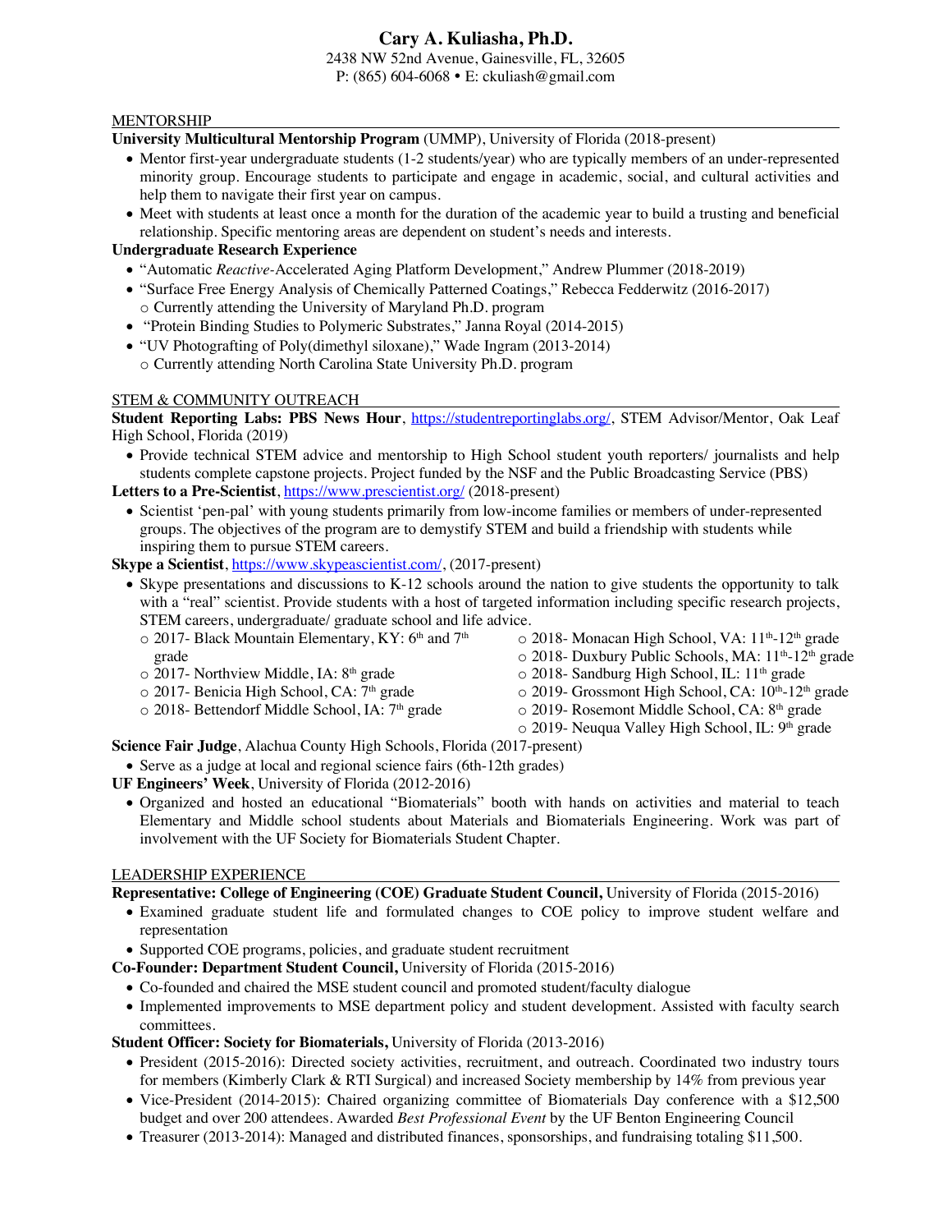# Cary A. Kuliasha, Ph.D.

2438 NW 52nd Avenue, Gainesville, FL, 32605
P: (865) 604-6068 • E: ckuliash@gmail.com

## MENTORSHIP

**University Multicultural Mentorship Program** (UMMP), University of Florida (2018-present)

- Mentor first-year undergraduate students (1-2 students/year) who are typically members of an under-represented minority group. Encourage students to participate and engage in academic, social, and cultural activities and help them to navigate their first year on campus.
- Meet with students at least once a month for the duration of the academic year to build a trusting and beneficial relationship. Specific mentoring areas are dependent on student's needs and interests.

**Undergraduate Research Experience**

- "Automatic *Reactive*-Accelerated Aging Platform Development," Andrew Plummer (2018-2019)
- "Surface Free Energy Analysis of Chemically Patterned Coatings," Rebecca Fedderwitz (2016-2017)
  - Currently attending the University of Maryland Ph.D. program
- "Protein Binding Studies to Polymeric Substrates," Janna Royal (2014-2015)
- "UV Photografting of Poly(dimethyl siloxane)," Wade Ingram (2013-2014)
  - Currently attending North Carolina State University Ph.D. program

## STEM & COMMUNITY OUTREACH

**Student Reporting Labs: PBS News Hour**, https://studentreportinglabs.org/, STEM Advisor/Mentor, Oak Leaf High School, Florida (2019)

- Provide technical STEM advice and mentorship to High School student youth reporters/ journalists and help students complete capstone projects. Project funded by the NSF and the Public Broadcasting Service (PBS)

**Letters to a Pre-Scientist**, https://www.prescientist.org/ (2018-present)

- Scientist 'pen-pal' with young students primarily from low-income families or members of under-represented groups. The objectives of the program are to demystify STEM and build a friendship with students while inspiring them to pursue STEM careers.

**Skype a Scientist**, https://www.skypeascientist.com/, (2017-present)

- Skype presentations and discussions to K-12 schools around the nation to give students the opportunity to talk with a "real" scientist. Provide students with a host of targeted information including specific research projects, STEM careers, undergraduate/ graduate school and life advice.
  - 2017- Black Mountain Elementary, KY: 6th and 7th grade
  - 2017- Northview Middle, IA: 8th grade
  - 2017- Benicia High School, CA: 7th grade
  - 2018- Bettendorf Middle School, IA: 7th grade
  - 2018- Monacan High School, VA: 11th-12th grade
  - 2018- Duxbury Public Schools, MA: 11th-12th grade
  - 2018- Sandburg High School, IL: 11th grade
  - 2019- Grossmont High School, CA: 10th-12th grade
  - 2019- Rosemont Middle School, CA: 8th grade
  - 2019- Neuqua Valley High School, IL: 9th grade

**Science Fair Judge**, Alachua County High Schools, Florida (2017-present)

- Serve as a judge at local and regional science fairs (6th-12th grades)

**UF Engineers' Week**, University of Florida (2012-2016)

- Organized and hosted an educational "Biomaterials" booth with hands on activities and material to teach Elementary and Middle school students about Materials and Biomaterials Engineering. Work was part of involvement with the UF Society for Biomaterials Student Chapter.

## LEADERSHIP EXPERIENCE

**Representative: College of Engineering (COE) Graduate Student Council,** University of Florida (2015-2016)

- Examined graduate student life and formulated changes to COE policy to improve student welfare and representation
- Supported COE programs, policies, and graduate student recruitment

**Co-Founder: Department Student Council,** University of Florida (2015-2016)

- Co-founded and chaired the MSE student council and promoted student/faculty dialogue
- Implemented improvements to MSE department policy and student development. Assisted with faculty search committees.

**Student Officer: Society for Biomaterials,** University of Florida (2013-2016)

- President (2015-2016): Directed society activities, recruitment, and outreach. Coordinated two industry tours for members (Kimberly Clark & RTI Surgical) and increased Society membership by 14% from previous year
- Vice-President (2014-2015): Chaired organizing committee of Biomaterials Day conference with a $12,500 budget and over 200 attendees. Awarded *Best Professional Event* by the UF Benton Engineering Council
- Treasurer (2013-2014): Managed and distributed finances, sponsorships, and fundraising totaling $11,500.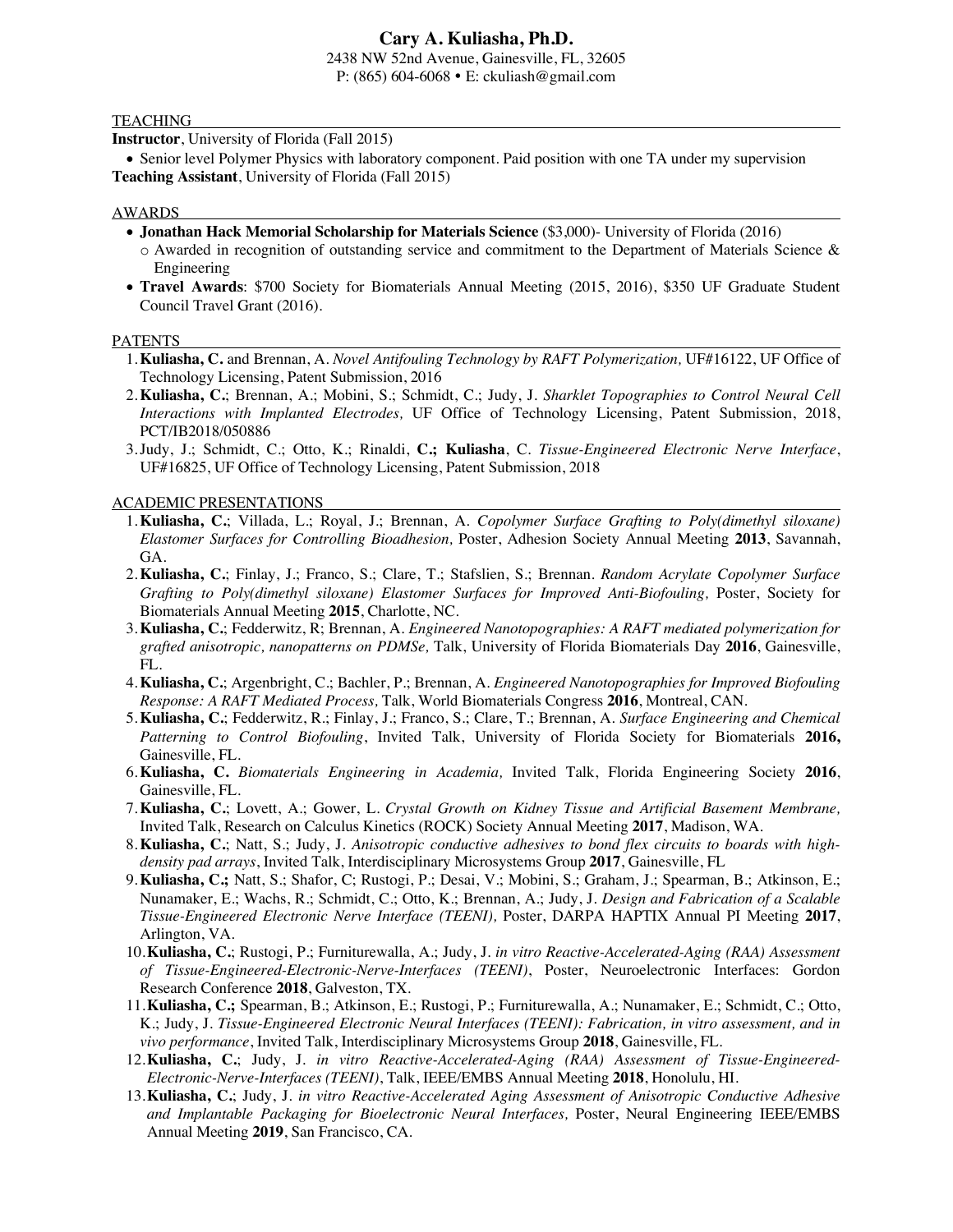# Cary A. Kuliasha, Ph.D.

2438 NW 52nd Avenue, Gainesville, FL, 32605
P: (865) 604-6068 • E: ckuliash@gmail.com

## TEACHING

**Instructor**, University of Florida (Fall 2015)

- Senior level Polymer Physics with laboratory component. Paid position with one TA under my supervision

**Teaching Assistant**, University of Florida (Fall 2015)

## AWARDS

- **Jonathan Hack Memorial Scholarship for Materials Science** ($3,000)- University of Florida (2016)
  - Awarded in recognition of outstanding service and commitment to the Department of Materials Science & Engineering
- **Travel Awards**: $700 Society for Biomaterials Annual Meeting (2015, 2016), $350 UF Graduate Student Council Travel Grant (2016).

## PATENTS

1. **Kuliasha, C.** and Brennan, A. *Novel Antifouling Technology by RAFT Polymerization,* UF#16122, UF Office of Technology Licensing, Patent Submission, 2016
2. **Kuliasha, C.**; Brennan, A.; Mobini, S.; Schmidt, C.; Judy, J. *Sharklet Topographies to Control Neural Cell Interactions with Implanted Electrodes,* UF Office of Technology Licensing, Patent Submission, 2018, PCT/IB2018/050886
3. Judy, J.; Schmidt, C.; Otto, K.; Rinaldi, **C.; Kuliasha**, C. *Tissue-Engineered Electronic Nerve Interface*, UF#16825, UF Office of Technology Licensing, Patent Submission, 2018

## ACADEMIC PRESENTATIONS

1. **Kuliasha, C.**; Villada, L.; Royal, J.; Brennan, A. *Copolymer Surface Grafting to Poly(dimethyl siloxane) Elastomer Surfaces for Controlling Bioadhesion,* Poster, Adhesion Society Annual Meeting **2013**, Savannah, GA.
2. **Kuliasha, C.**; Finlay, J.; Franco, S.; Clare, T.; Stafslien, S.; Brennan. *Random Acrylate Copolymer Surface Grafting to Poly(dimethyl siloxane) Elastomer Surfaces for Improved Anti-Biofouling,* Poster, Society for Biomaterials Annual Meeting **2015**, Charlotte, NC.
3. **Kuliasha, C.**; Fedderwitz, R; Brennan, A. *Engineered Nanotopographies: A RAFT mediated polymerization for grafted anisotropic, nanopatterns on PDMSe,* Talk, University of Florida Biomaterials Day **2016**, Gainesville, FL.
4. **Kuliasha, C.**; Argenbright, C.; Bachler, P.; Brennan, A. *Engineered Nanotopographies for Improved Biofouling Response: A RAFT Mediated Process,* Talk, World Biomaterials Congress **2016**, Montreal, CAN.
5. **Kuliasha, C.**; Fedderwitz, R.; Finlay, J.; Franco, S.; Clare, T.; Brennan, A. *Surface Engineering and Chemical Patterning to Control Biofouling*, Invited Talk, University of Florida Society for Biomaterials **2016,** Gainesville, FL.
6. **Kuliasha, C.** *Biomaterials Engineering in Academia,* Invited Talk, Florida Engineering Society **2016**, Gainesville, FL.
7. **Kuliasha, C.**; Lovett, A.; Gower, L. *Crystal Growth on Kidney Tissue and Artificial Basement Membrane,* Invited Talk, Research on Calculus Kinetics (ROCK) Society Annual Meeting **2017**, Madison, WA.
8. **Kuliasha, C.**; Natt, S.; Judy, J. *Anisotropic conductive adhesives to bond flex circuits to boards with high-density pad arrays*, Invited Talk, Interdisciplinary Microsystems Group **2017**, Gainesville, FL
9. **Kuliasha, C.;** Natt, S.; Shafor, C; Rustogi, P.; Desai, V.; Mobini, S.; Graham, J.; Spearman, B.; Atkinson, E.; Nunamaker, E.; Wachs, R.; Schmidt, C.; Otto, K.; Brennan, A.; Judy, J. *Design and Fabrication of a Scalable Tissue-Engineered Electronic Nerve Interface (TEENI),* Poster, DARPA HAPTIX Annual PI Meeting **2017**, Arlington, VA.
10. **Kuliasha, C.**; Rustogi, P.; Furniturewalla, A.; Judy, J. *in vitro Reactive-Accelerated-Aging (RAA) Assessment of Tissue-Engineered-Electronic-Nerve-Interfaces (TEENI)*, Poster, Neuroelectronic Interfaces: Gordon Research Conference **2018**, Galveston, TX.
11. **Kuliasha, C.;** Spearman, B.; Atkinson, E.; Rustogi, P.; Furniturewalla, A.; Nunamaker, E.; Schmidt, C.; Otto, K.; Judy, J. *Tissue-Engineered Electronic Neural Interfaces (TEENI): Fabrication, in vitro assessment, and in vivo performance*, Invited Talk, Interdisciplinary Microsystems Group **2018**, Gainesville, FL.
12. **Kuliasha, C.**; Judy, J. *in vitro Reactive-Accelerated-Aging (RAA) Assessment of Tissue-Engineered-Electronic-Nerve-Interfaces (TEENI)*, Talk, IEEE/EMBS Annual Meeting **2018**, Honolulu, HI.
13. **Kuliasha, C.**; Judy, J. *in vitro Reactive-Accelerated Aging Assessment of Anisotropic Conductive Adhesive and Implantable Packaging for Bioelectronic Neural Interfaces,* Poster, Neural Engineering IEEE/EMBS Annual Meeting **2019**, San Francisco, CA.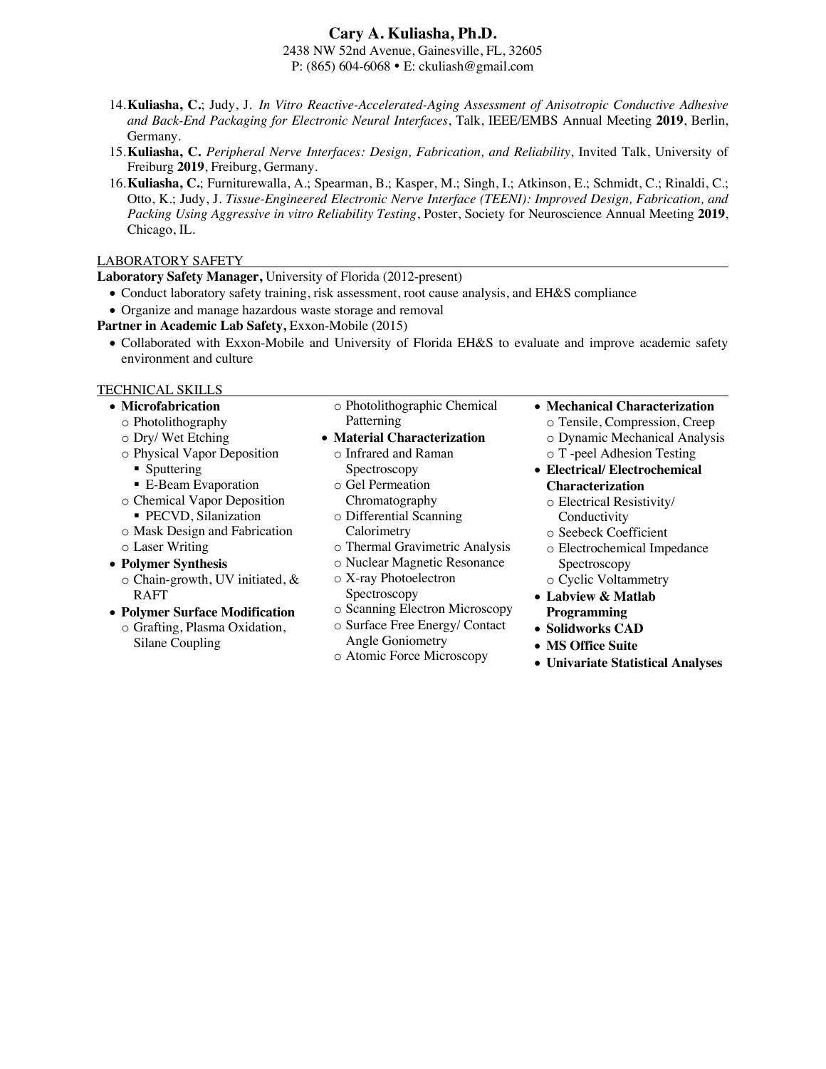# Cary A. Kuliasha, Ph.D.

2438 NW 52nd Avenue, Gainesville, FL, 32605
P: (865) 604-6068 • E: ckuliash@gmail.com

14. **Kuliasha, C.**; Judy, J. *In Vitro Reactive-Accelerated-Aging Assessment of Anisotropic Conductive Adhesive and Back-End Packaging for Electronic Neural Interfaces*, Talk, IEEE/EMBS Annual Meeting **2019**, Berlin, Germany.
15. **Kuliasha, C.** *Peripheral Nerve Interfaces: Design, Fabrication, and Reliability*, Invited Talk, University of Freiburg **2019**, Freiburg, Germany.
16. **Kuliasha, C.**; Furniturewalla, A.; Spearman, B.; Kasper, M.; Singh, I.; Atkinson, E.; Schmidt, C.; Rinaldi, C.; Otto, K.; Judy, J. *Tissue-Engineered Electronic Nerve Interface (TEENI): Improved Design, Fabrication, and Packing Using Aggressive in vitro Reliability Testing*, Poster, Society for Neuroscience Annual Meeting **2019**, Chicago, IL.

## LABORATORY SAFETY

**Laboratory Safety Manager,** University of Florida (2012-present)

- Conduct laboratory safety training, risk assessment, root cause analysis, and EH&S compliance
- Organize and manage hazardous waste storage and removal

**Partner in Academic Lab Safety,** Exxon-Mobile (2015)

- Collaborated with Exxon-Mobile and University of Florida EH&S to evaluate and improve academic safety environment and culture

## TECHNICAL SKILLS

- **Microfabrication**
  - Photolithography
  - Dry/ Wet Etching
  - Physical Vapor Deposition
    - Sputtering
    - E-Beam Evaporation
  - Chemical Vapor Deposition
    - PECVD, Silanization
  - Mask Design and Fabrication
  - Laser Writing
  - Photolithographic Chemical Patterning
- **Polymer Synthesis**
  - Chain-growth, UV initiated, & RAFT
- **Polymer Surface Modification**
  - Grafting, Plasma Oxidation, Silane Coupling
- **Material Characterization**
  - Infrared and Raman Spectroscopy
  - Gel Permeation Chromatography
  - Differential Scanning Calorimetry
  - Thermal Gravimetric Analysis
  - Nuclear Magnetic Resonance
  - X-ray Photoelectron Spectroscopy
  - Scanning Electron Microscopy
  - Surface Free Energy/ Contact Angle Goniometry
  - Atomic Force Microscopy
- **Mechanical Characterization**
  - Tensile, Compression, Creep
  - Dynamic Mechanical Analysis
  - T -peel Adhesion Testing
- **Electrical/ Electrochemical Characterization**
  - Electrical Resistivity/ Conductivity
  - Seebeck Coefficient
  - Electrochemical Impedance Spectroscopy
  - Cyclic Voltammetry
- **Labview & Matlab Programming**
- **Solidworks CAD**
- **MS Office Suite**
- **Univariate Statistical Analyses**